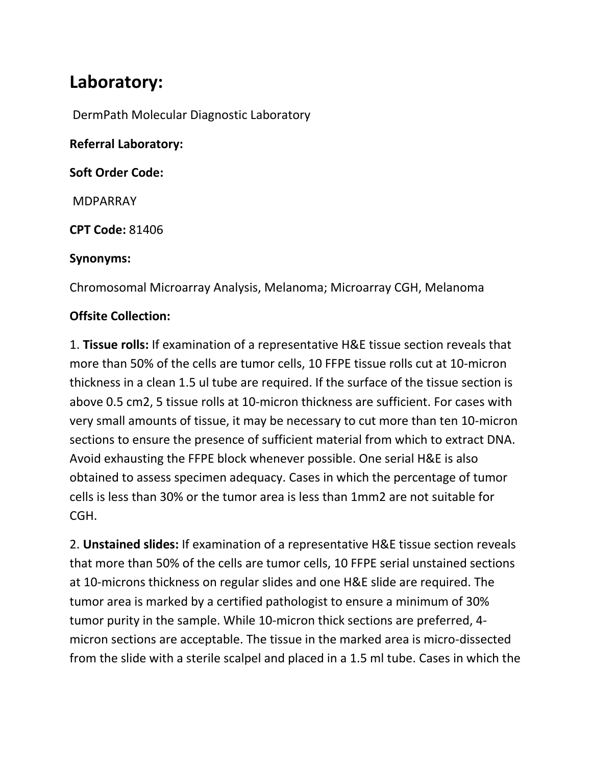# Laboratory:

DermPath Molecular Diagnostic Laboratory

**Referral Laboratory:**

**Soft Order Code:**

MDPARRAY

**CPT Code:** 81406

**Synonyms:**

Chromosomal Microarray Analysis, Melanoma; Microarray CGH, Melanoma

**Offsite Collection:**

1. **Tissue rolls:** If examination of a representative H&E tissue section reveals that more than 50% of the cells are tumor cells, 10 FFPE tissue rolls cut at 10-micron thickness in a clean 1.5 ul tube are required. If the surface of the tissue section is above 0.5 cm2, 5 tissue rolls at 10-micron thickness are sufficient. For cases with very small amounts of tissue, it may be necessary to cut more than ten 10-micron sections to ensure the presence of sufficient material from which to extract DNA. Avoid exhausting the FFPE block whenever possible. One serial H&E is also obtained to assess specimen adequacy. Cases in which the percentage of tumor cells is less than 30% or the tumor area is less than 1mm2 are not suitable for CGH.

2. **Unstained slides:** If examination of a representative H&E tissue section reveals that more than 50% of the cells are tumor cells, 10 FFPE serial unstained sections at 10-microns thickness on regular slides and one H&E slide are required. The tumor area is marked by a certified pathologist to ensure a minimum of 30% tumor purity in the sample. While 10-micron thick sections are preferred, 4-micron sections are acceptable. The tissue in the marked area is micro-dissected from the slide with a sterile scalpel and placed in a 1.5 ml tube. Cases in which the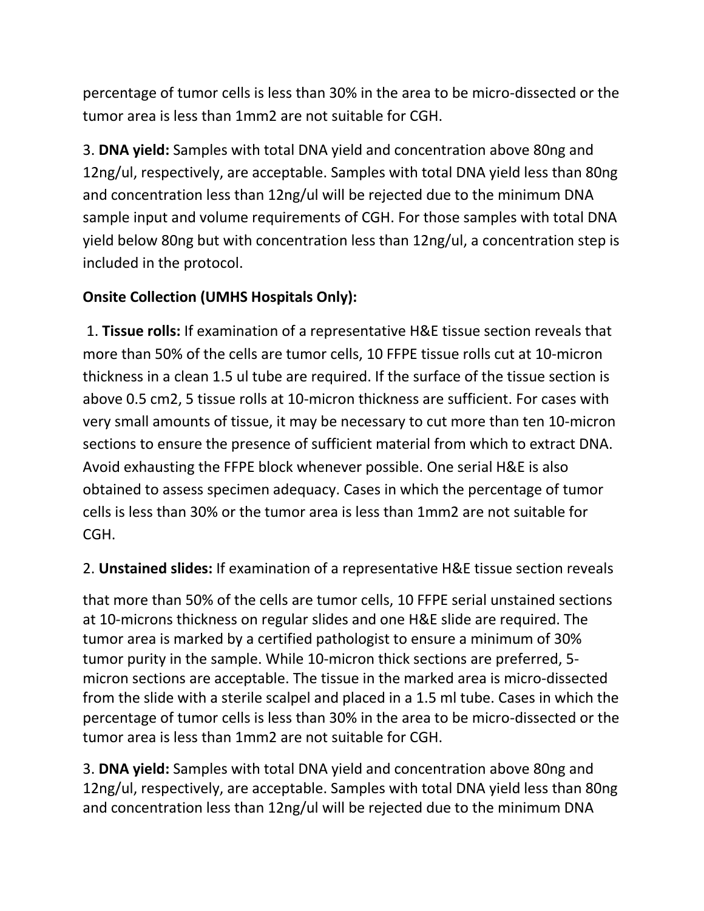percentage of tumor cells is less than 30% in the area to be micro-dissected or the tumor area is less than 1mm2 are not suitable for CGH.

3. **DNA yield:** Samples with total DNA yield and concentration above 80ng and 12ng/ul, respectively, are acceptable. Samples with total DNA yield less than 80ng and concentration less than 12ng/ul will be rejected due to the minimum DNA sample input and volume requirements of CGH. For those samples with total DNA yield below 80ng but with concentration less than 12ng/ul, a concentration step is included in the protocol.

**Onsite Collection (UMHS Hospitals Only):**

1. **Tissue rolls:** If examination of a representative H&E tissue section reveals that more than 50% of the cells are tumor cells, 10 FFPE tissue rolls cut at 10-micron thickness in a clean 1.5 ul tube are required. If the surface of the tissue section is above 0.5 cm2, 5 tissue rolls at 10-micron thickness are sufficient. For cases with very small amounts of tissue, it may be necessary to cut more than ten 10-micron sections to ensure the presence of sufficient material from which to extract DNA. Avoid exhausting the FFPE block whenever possible. One serial H&E is also obtained to assess specimen adequacy. Cases in which the percentage of tumor cells is less than 30% or the tumor area is less than 1mm2 are not suitable for CGH.

2. **Unstained slides:** If examination of a representative H&E tissue section reveals that more than 50% of the cells are tumor cells, 10 FFPE serial unstained sections at 10-microns thickness on regular slides and one H&E slide are required. The tumor area is marked by a certified pathologist to ensure a minimum of 30% tumor purity in the sample. While 10-micron thick sections are preferred, 5-micron sections are acceptable. The tissue in the marked area is micro-dissected from the slide with a sterile scalpel and placed in a 1.5 ml tube. Cases in which the percentage of tumor cells is less than 30% in the area to be micro-dissected or the tumor area is less than 1mm2 are not suitable for CGH.

3. **DNA yield:** Samples with total DNA yield and concentration above 80ng and 12ng/ul, respectively, are acceptable. Samples with total DNA yield less than 80ng and concentration less than 12ng/ul will be rejected due to the minimum DNA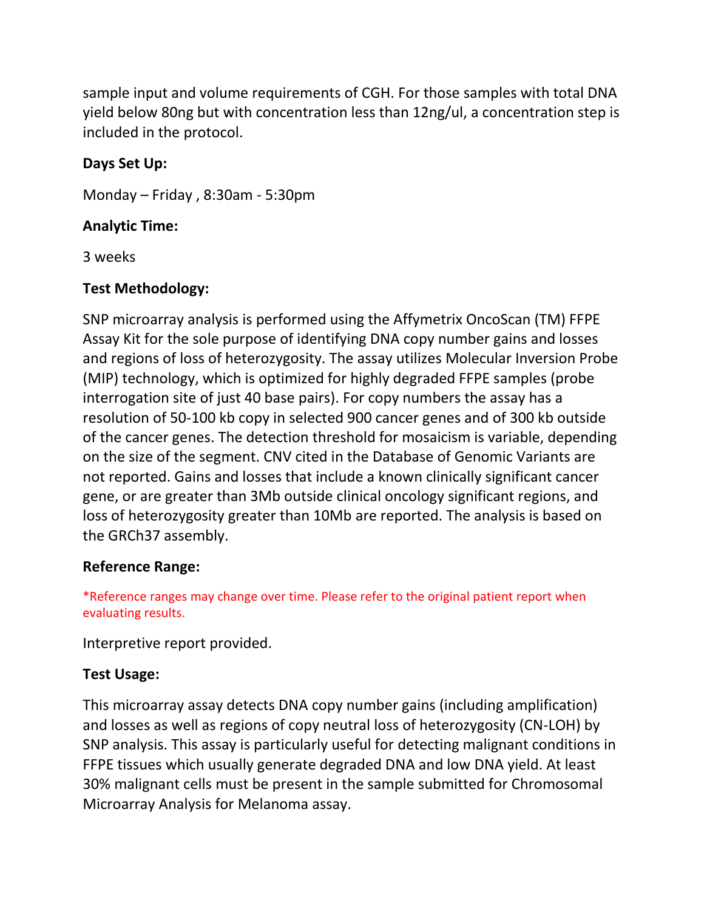sample input and volume requirements of CGH. For those samples with total DNA yield below 80ng but with concentration less than 12ng/ul, a concentration step is included in the protocol.

**Days Set Up:**

Monday – Friday , 8:30am - 5:30pm

**Analytic Time:**

3 weeks

**Test Methodology:**

SNP microarray analysis is performed using the Affymetrix OncoScan (TM) FFPE Assay Kit for the sole purpose of identifying DNA copy number gains and losses and regions of loss of heterozygosity. The assay utilizes Molecular Inversion Probe (MIP) technology, which is optimized for highly degraded FFPE samples (probe interrogation site of just 40 base pairs). For copy numbers the assay has a resolution of 50-100 kb copy in selected 900 cancer genes and of 300 kb outside of the cancer genes. The detection threshold for mosaicism is variable, depending on the size of the segment. CNV cited in the Database of Genomic Variants are not reported. Gains and losses that include a known clinically significant cancer gene, or are greater than 3Mb outside clinical oncology significant regions, and loss of heterozygosity greater than 10Mb are reported. The analysis is based on the GRCh37 assembly.

**Reference Range:**

*Reference ranges may change over time. Please refer to the original patient report when evaluating results.

Interpretive report provided.

**Test Usage:**

This microarray assay detects DNA copy number gains (including amplification) and losses as well as regions of copy neutral loss of heterozygosity (CN-LOH) by SNP analysis. This assay is particularly useful for detecting malignant conditions in FFPE tissues which usually generate degraded DNA and low DNA yield. At least 30% malignant cells must be present in the sample submitted for Chromosomal Microarray Analysis for Melanoma assay.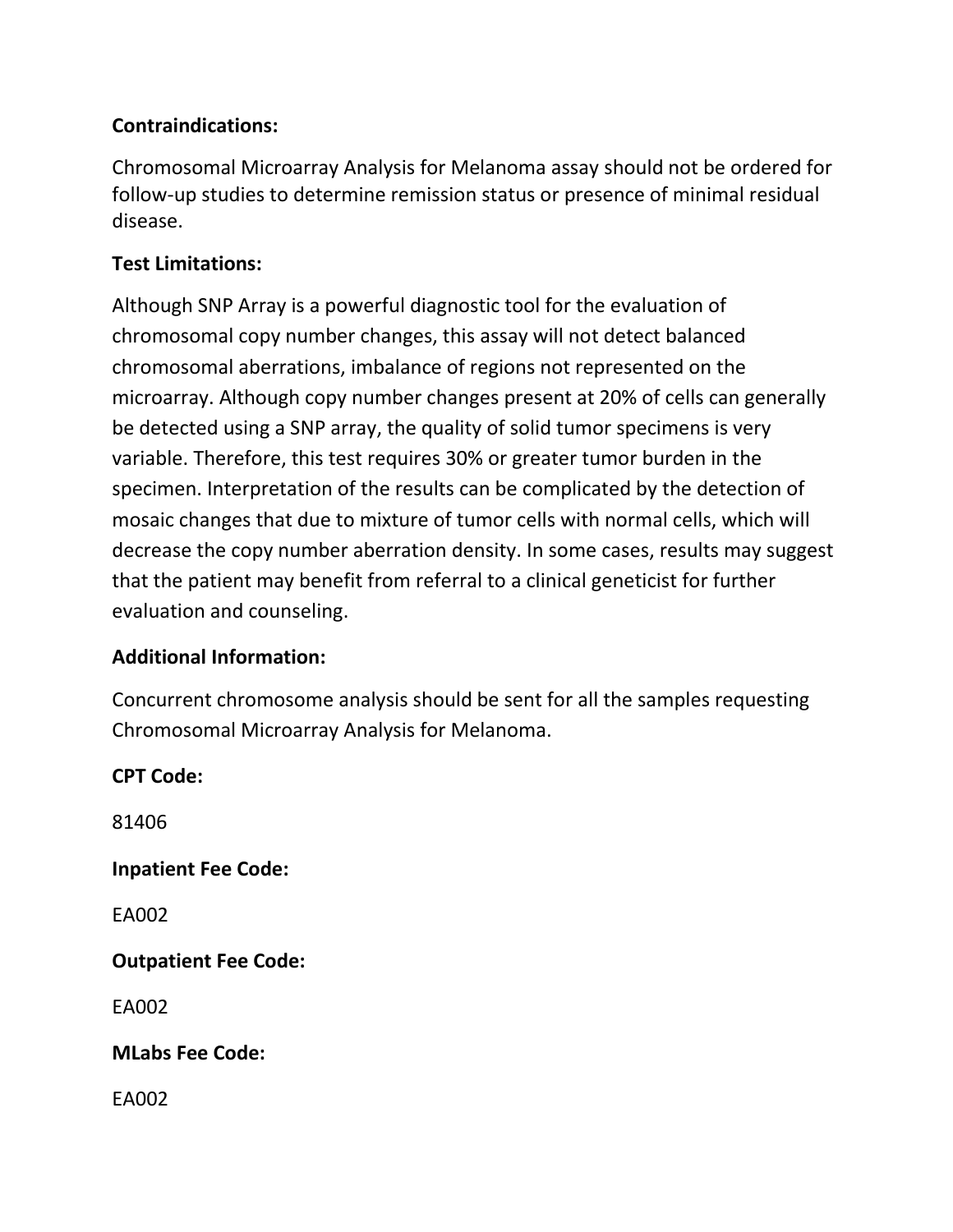**Contraindications:**

Chromosomal Microarray Analysis for Melanoma assay should not be ordered for follow-up studies to determine remission status or presence of minimal residual disease.

**Test Limitations:**

Although SNP Array is a powerful diagnostic tool for the evaluation of chromosomal copy number changes, this assay will not detect balanced chromosomal aberrations, imbalance of regions not represented on the microarray. Although copy number changes present at 20% of cells can generally be detected using a SNP array, the quality of solid tumor specimens is very variable. Therefore, this test requires 30% or greater tumor burden in the specimen. Interpretation of the results can be complicated by the detection of mosaic changes that due to mixture of tumor cells with normal cells, which will decrease the copy number aberration density. In some cases, results may suggest that the patient may benefit from referral to a clinical geneticist for further evaluation and counseling.

**Additional Information:**

Concurrent chromosome analysis should be sent for all the samples requesting Chromosomal Microarray Analysis for Melanoma.

**CPT Code:**

81406

**Inpatient Fee Code:**

EA002

**Outpatient Fee Code:**

EA002

**MLabs Fee Code:**

EA002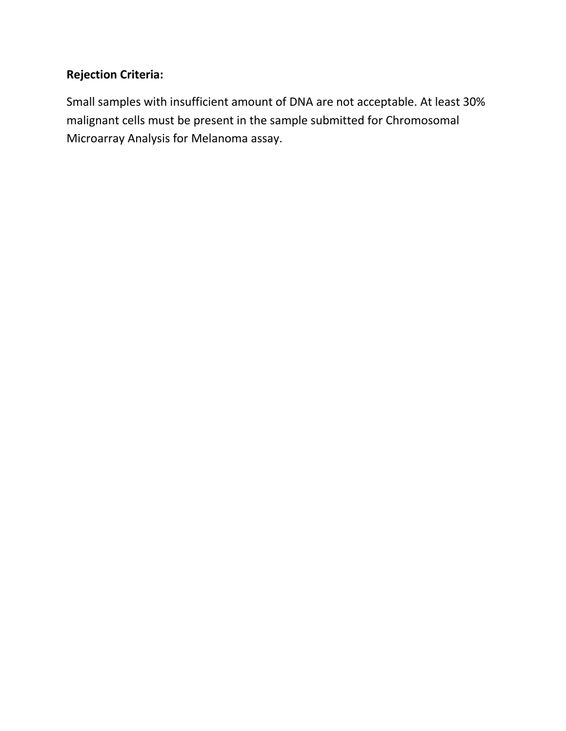**Rejection Criteria:**

Small samples with insufficient amount of DNA are not acceptable. At least 30% malignant cells must be present in the sample submitted for Chromosomal Microarray Analysis for Melanoma assay.